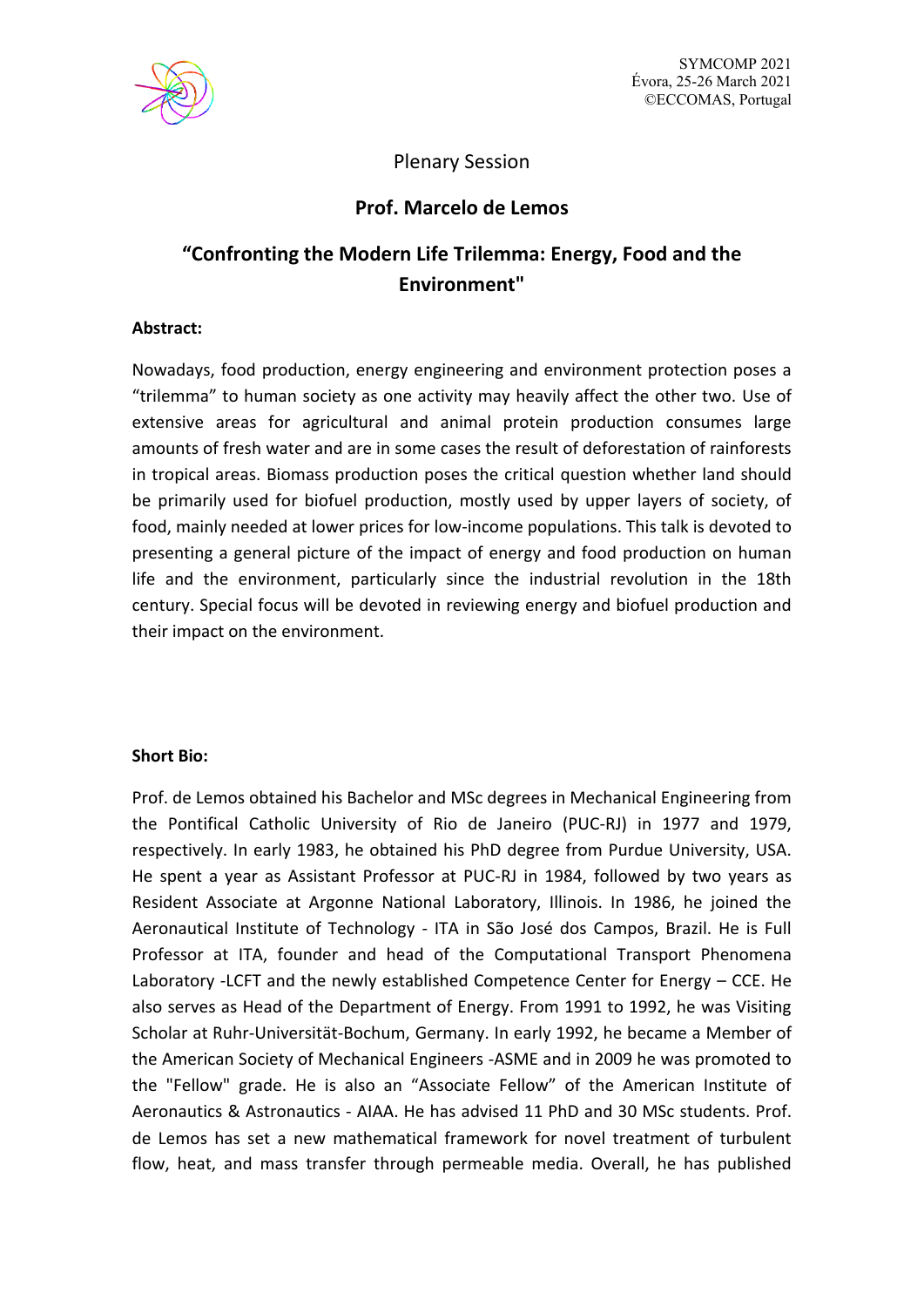Plenary Session

## Prof. Marcelo de Lemos

# "Confronting the Modern Life Trilemma: Energy, Food and the Environment"

**Abstract:**

Nowadays, food production, energy engineering and environment protection poses a "trilemma" to human society as one activity may heavily affect the other two. Use of extensive areas for agricultural and animal protein production consumes large amounts of fresh water and are in some cases the result of deforestation of rainforests in tropical areas. Biomass production poses the critical question whether land should be primarily used for biofuel production, mostly used by upper layers of society, of food, mainly needed at lower prices for low-income populations. This talk is devoted to presenting a general picture of the impact of energy and food production on human life and the environment, particularly since the industrial revolution in the 18th century. Special focus will be devoted in reviewing energy and biofuel production and their impact on the environment.

**Short Bio:**

Prof. de Lemos obtained his Bachelor and MSc degrees in Mechanical Engineering from the Pontifical Catholic University of Rio de Janeiro (PUC-RJ) in 1977 and 1979, respectively. In early 1983, he obtained his PhD degree from Purdue University, USA. He spent a year as Assistant Professor at PUC-RJ in 1984, followed by two years as Resident Associate at Argonne National Laboratory, Illinois. In 1986, he joined the Aeronautical Institute of Technology - ITA in São José dos Campos, Brazil. He is Full Professor at ITA, founder and head of the Computational Transport Phenomena Laboratory -LCFT and the newly established Competence Center for Energy – CCE. He also serves as Head of the Department of Energy. From 1991 to 1992, he was Visiting Scholar at Ruhr-Universität-Bochum, Germany. In early 1992, he became a Member of the American Society of Mechanical Engineers -ASME and in 2009 he was promoted to the "Fellow" grade. He is also an "Associate Fellow" of the American Institute of Aeronautics & Astronautics - AIAA. He has advised 11 PhD and 30 MSc students. Prof. de Lemos has set a new mathematical framework for novel treatment of turbulent flow, heat, and mass transfer through permeable media. Overall, he has published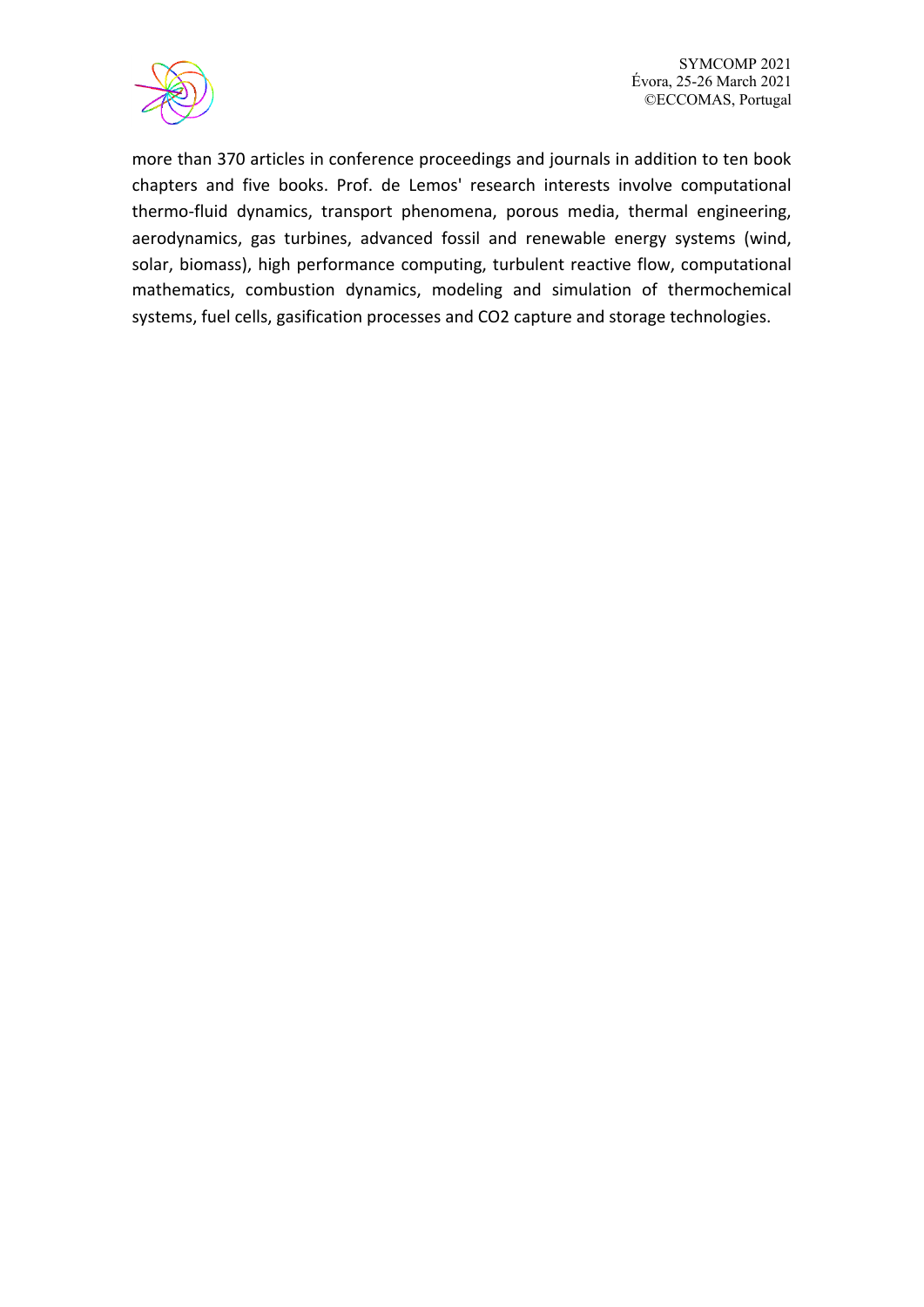more than 370 articles in conference proceedings and journals in addition to ten book chapters and five books. Prof. de Lemos' research interests involve computational thermo-fluid dynamics, transport phenomena, porous media, thermal engineering, aerodynamics, gas turbines, advanced fossil and renewable energy systems (wind, solar, biomass), high performance computing, turbulent reactive flow, computational mathematics, combustion dynamics, modeling and simulation of thermochemical systems, fuel cells, gasification processes and $CO_2$ capture and storage technologies.